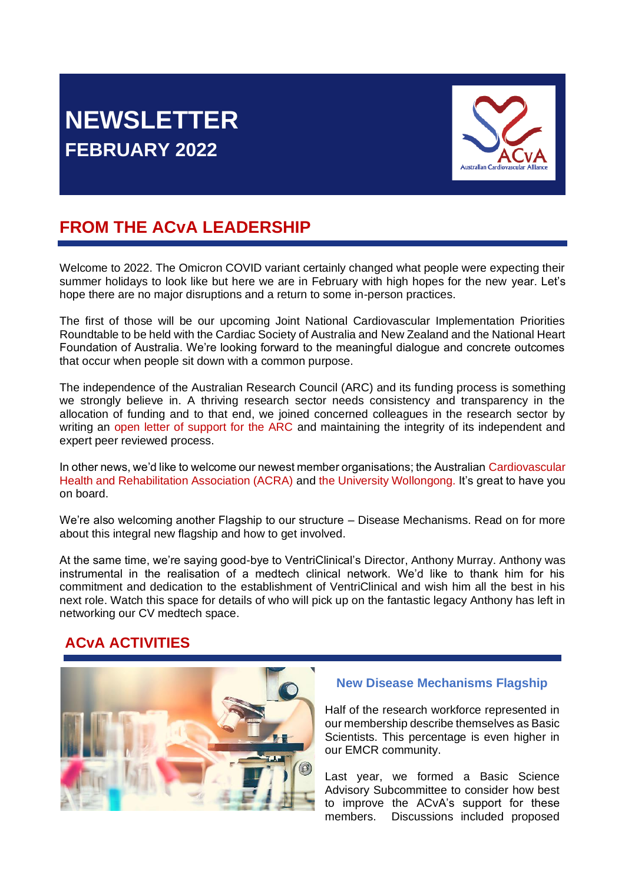# NEWSLETTER

## FEBRUARY 2022

## FROM THE ACvA LEADERSHIP

Welcome to 2022. The Omicron COVID variant certainly changed what people were expecting their summer holidays to look like but here we are in February with high hopes for the new year. Let's hope there are no major disruptions and a return to some in-person practices.

The first of those will be our upcoming Joint National Cardiovascular Implementation Priorities Roundtable to be held with the Cardiac Society of Australia and New Zealand and the National Heart Foundation of Australia. We're looking forward to the meaningful dialogue and concrete outcomes that occur when people sit down with a common purpose.

The independence of the Australian Research Council (ARC) and its funding process is something we strongly believe in. A thriving research sector needs consistency and transparency in the allocation of funding and to that end, we joined concerned colleagues in the research sector by writing an open letter of support for the ARC and maintaining the integrity of its independent and expert peer reviewed process.

In other news, we'd like to welcome our newest member organisations; the Australian Cardiovascular Health and Rehabilitation Association (ACRA) and the University Wollongong. It's great to have you on board.

We're also welcoming another Flagship to our structure – Disease Mechanisms. Read on for more about this integral new flagship and how to get involved.

At the same time, we're saying good-bye to VentriClinical's Director, Anthony Murray. Anthony was instrumental in the realisation of a medtech clinical network. We'd like to thank him for his commitment and dedication to the establishment of VentriClinical and wish him all the best in his next role. Watch this space for details of who will pick up on the fantastic legacy Anthony has left in networking our CV medtech space.

## ACvA ACTIVITIES

### New Disease Mechanisms Flagship

Half of the research workforce represented in our membership describe themselves as Basic Scientists. This percentage is even higher in our EMCR community.

Last year, we formed a Basic Science Advisory Subcommittee to consider how best to improve the ACvA's support for these members. Discussions included proposed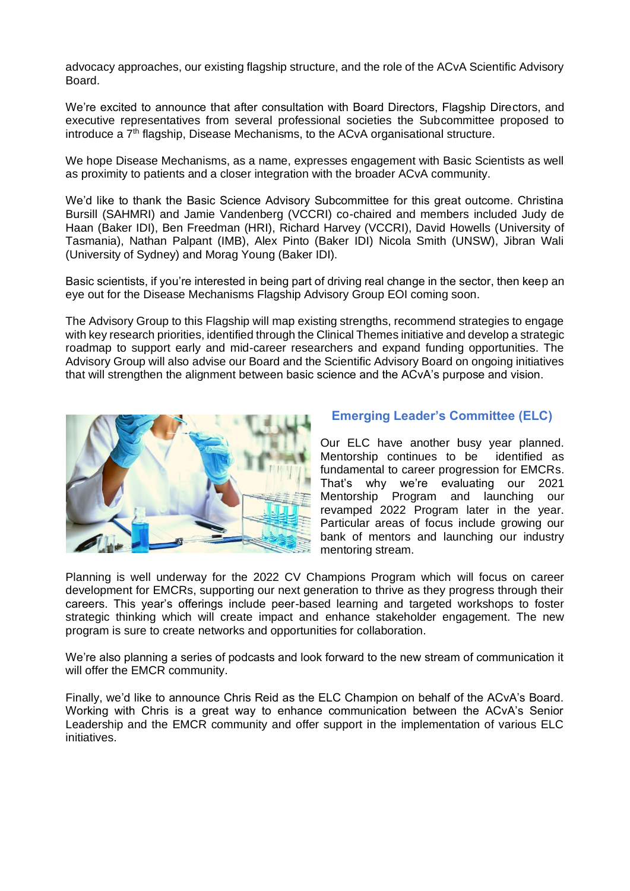advocacy approaches, our existing flagship structure, and the role of the ACvA Scientific Advisory Board.

We're excited to announce that after consultation with Board Directors, Flagship Directors, and executive representatives from several professional societies the Subcommittee proposed to introduce a 7th flagship, Disease Mechanisms, to the ACvA organisational structure.

We hope Disease Mechanisms, as a name, expresses engagement with Basic Scientists as well as proximity to patients and a closer integration with the broader ACvA community.

We'd like to thank the Basic Science Advisory Subcommittee for this great outcome. Christina Bursill (SAHMRI) and Jamie Vandenberg (VCCRI) co-chaired and members included Judy de Haan (Baker IDI), Ben Freedman (HRI), Richard Harvey (VCCRI), David Howells (University of Tasmania), Nathan Palpant (IMB), Alex Pinto (Baker IDI) Nicola Smith (UNSW), Jibran Wali (University of Sydney) and Morag Young (Baker IDI).

Basic scientists, if you're interested in being part of driving real change in the sector, then keep an eye out for the Disease Mechanisms Flagship Advisory Group EOI coming soon.

The Advisory Group to this Flagship will map existing strengths, recommend strategies to engage with key research priorities, identified through the Clinical Themes initiative and develop a strategic roadmap to support early and mid-career researchers and expand funding opportunities. The Advisory Group will also advise our Board and the Scientific Advisory Board on ongoing initiatives that will strengthen the alignment between basic science and the ACvA's purpose and vision.

## Emerging Leader's Committee (ELC)

Our ELC have another busy year planned. Mentorship continues to be identified as fundamental to career progression for EMCRs. That's why we're evaluating our 2021 Mentorship Program and launching our revamped 2022 Program later in the year. Particular areas of focus include growing our bank of mentors and launching our industry mentoring stream.

Planning is well underway for the 2022 CV Champions Program which will focus on career development for EMCRs, supporting our next generation to thrive as they progress through their careers. This year's offerings include peer-based learning and targeted workshops to foster strategic thinking which will create impact and enhance stakeholder engagement. The new program is sure to create networks and opportunities for collaboration.

We're also planning a series of podcasts and look forward to the new stream of communication it will offer the EMCR community.

Finally, we'd like to announce Chris Reid as the ELC Champion on behalf of the ACvA's Board. Working with Chris is a great way to enhance communication between the ACvA's Senior Leadership and the EMCR community and offer support in the implementation of various ELC initiatives.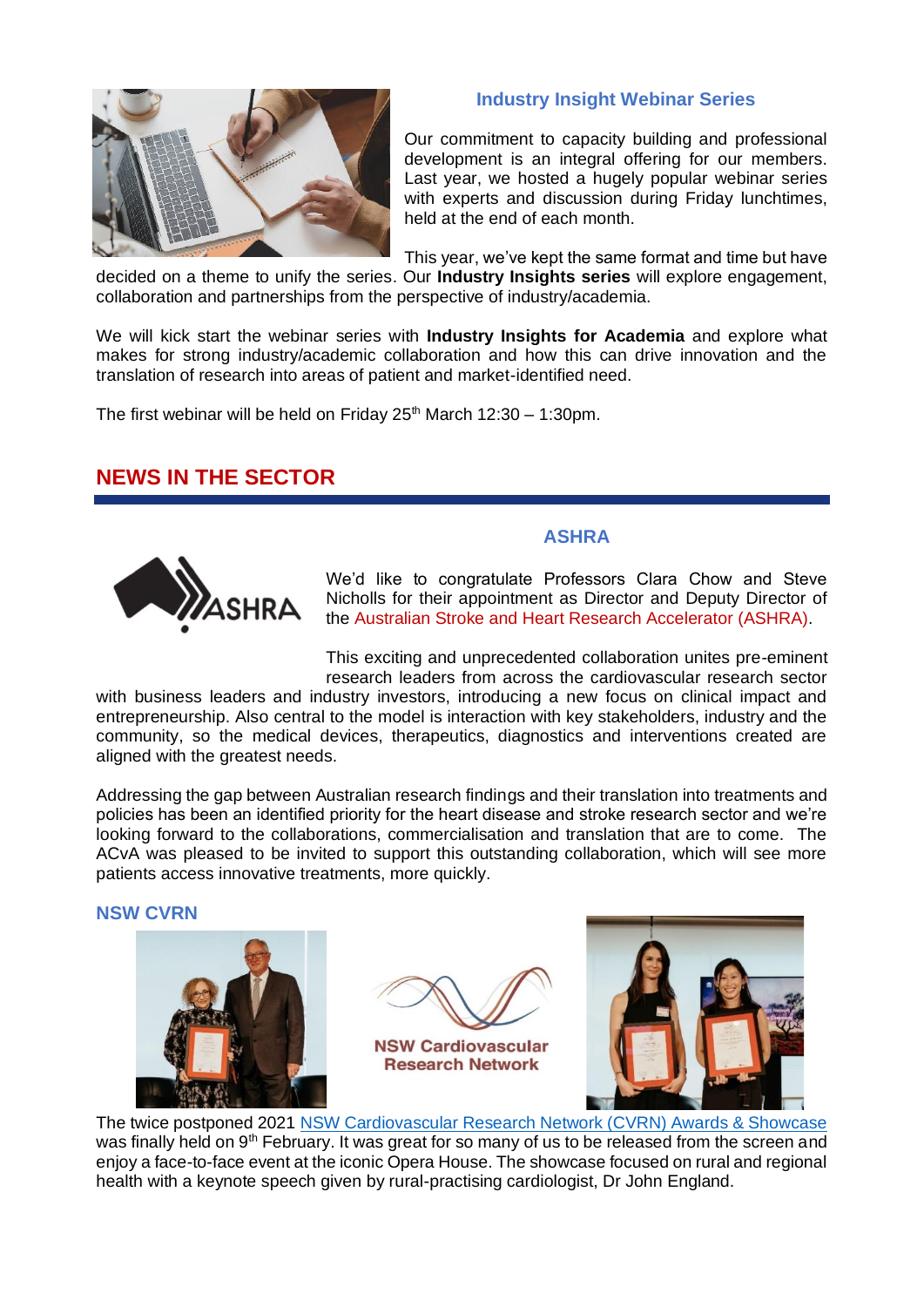### Industry Insight Webinar Series

Our commitment to capacity building and professional development is an integral offering for our members. Last year, we hosted a hugely popular webinar series with experts and discussion during Friday lunchtimes, held at the end of each month.

This year, we've kept the same format and time but have decided on a theme to unify the series. Our **Industry Insights series** will explore engagement, collaboration and partnerships from the perspective of industry/academia.

We will kick start the webinar series with **Industry Insights for Academia** and explore what makes for strong industry/academic collaboration and how this can drive innovation and the translation of research into areas of patient and market-identified need.

The first webinar will be held on Friday 25th March 12:30 – 1:30pm.

## NEWS IN THE SECTOR

### ASHRA

We'd like to congratulate Professors Clara Chow and Steve Nicholls for their appointment as Director and Deputy Director of the Australian Stroke and Heart Research Accelerator (ASHRA).

This exciting and unprecedented collaboration unites pre-eminent research leaders from across the cardiovascular research sector with business leaders and industry investors, introducing a new focus on clinical impact and entrepreneurship. Also central to the model is interaction with key stakeholders, industry and the community, so the medical devices, therapeutics, diagnostics and interventions created are aligned with the greatest needs.

Addressing the gap between Australian research findings and their translation into treatments and policies has been an identified priority for the heart disease and stroke research sector and we're looking forward to the collaborations, commercialisation and translation that are to come. The ACvA was pleased to be invited to support this outstanding collaboration, which will see more patients access innovative treatments, more quickly.

### NSW CVRN

The twice postponed 2021 NSW Cardiovascular Research Network (CVRN) Awards & Showcase was finally held on 9th February. It was great for so many of us to be released from the screen and enjoy a face-to-face event at the iconic Opera House. The showcase focused on rural and regional health with a keynote speech given by rural-practising cardiologist, Dr John England.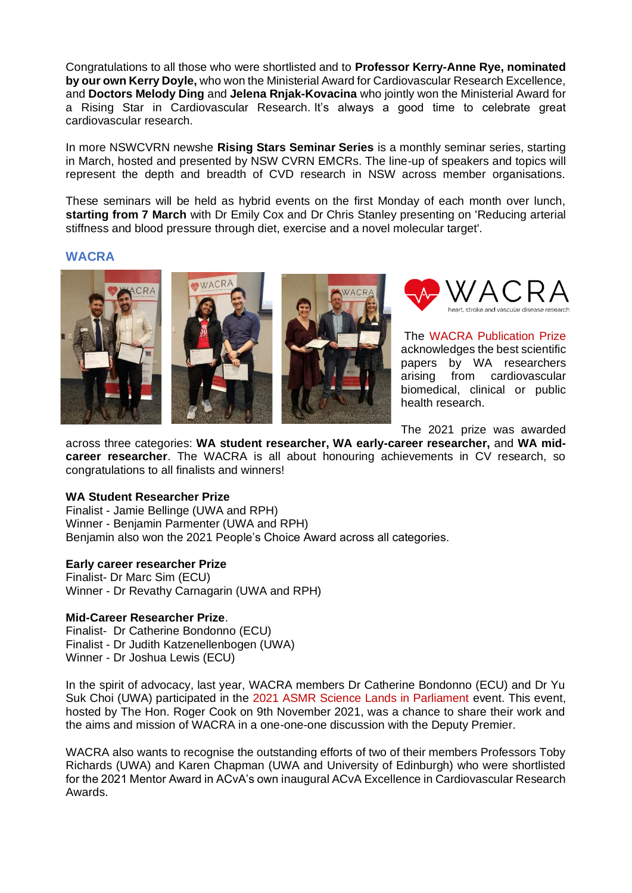Congratulations to all those who were shortlisted and to **Professor Kerry-Anne Rye, nominated by our own Kerry Doyle,** who won the Ministerial Award for Cardiovascular Research Excellence, and **Doctors Melody Ding** and **Jelena Rnjak-Kovacina** who jointly won the Ministerial Award for a Rising Star in Cardiovascular Research. It's always a good time to celebrate great cardiovascular research.

In more NSWCVRN newshe **Rising Stars Seminar Series** is a monthly seminar series, starting in March, hosted and presented by NSW CVRN EMCRs. The line-up of speakers and topics will represent the depth and breadth of CVD research in NSW across member organisations.

These seminars will be held as hybrid events on the first Monday of each month over lunch, **starting from 7 March** with Dr Emily Cox and Dr Chris Stanley presenting on 'Reducing arterial stiffness and blood pressure through diet, exercise and a novel molecular target'.

## WACRA

WACRA heart, stroke and vascular disease research

The WACRA Publication Prize acknowledges the best scientific papers by WA researchers arising from cardiovascular biomedical, clinical or public health research.

The 2021 prize was awarded across three categories: **WA student researcher, WA early-career researcher,** and **WA mid-career researcher**. The WACRA is all about honouring achievements in CV research, so congratulations to all finalists and winners!

**WA Student Researcher Prize**
Finalist - Jamie Bellinge (UWA and RPH)
Winner - Benjamin Parmenter (UWA and RPH)
Benjamin also won the 2021 People's Choice Award across all categories.

**Early career researcher Prize**
Finalist- Dr Marc Sim (ECU)
Winner - Dr Revathy Carnagarin (UWA and RPH)

**Mid-Career Researcher Prize**.
Finalist- Dr Catherine Bondonno (ECU)
Finalist - Dr Judith Katzenellenbogen (UWA)
Winner - Dr Joshua Lewis (ECU)

In the spirit of advocacy, last year, WACRA members Dr Catherine Bondonno (ECU) and Dr Yu Suk Choi (UWA) participated in the 2021 ASMR Science Lands in Parliament event. This event, hosted by The Hon. Roger Cook on 9th November 2021, was a chance to share their work and the aims and mission of WACRA in a one-one-one discussion with the Deputy Premier.

WACRA also wants to recognise the outstanding efforts of two of their members Professors Toby Richards (UWA) and Karen Chapman (UWA and University of Edinburgh) who were shortlisted for the 2021 Mentor Award in ACvA's own inaugural ACvA Excellence in Cardiovascular Research Awards.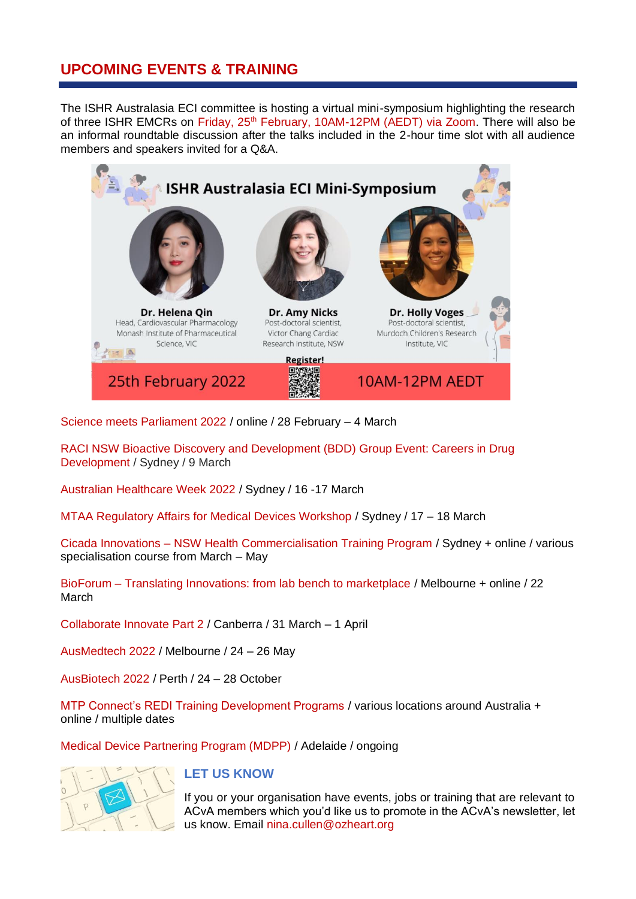## UPCOMING EVENTS & TRAINING

The ISHR Australasia ECI committee is hosting a virtual mini-symposium highlighting the research of three ISHR EMCRs on Friday, 25th February, 10AM-12PM (AEDT) via Zoom. There will also be an informal roundtable discussion after the talks included in the 2-hour time slot with all audience members and speakers invited for a Q&A.

**ISHR Australasia ECI Mini-Symposium**

**Dr. Helena Qin**
Head, Cardiovascular Pharmacology
Monash Institute of Pharmaceutical Science, VIC

**Dr. Amy Nicks**
Post-doctoral scientist,
Victor Chang Cardiac Research Institute, NSW

**Dr. Holly Voges**
Post-doctoral scientist,
Murdoch Children's Research Institute, VIC

**Register!**

25th February 2022 | 10AM-12PM AEDT

Science meets Parliament 2022 / online / 28 February – 4 March

RACI NSW Bioactive Discovery and Development (BDD) Group Event: Careers in Drug Development / Sydney / 9 March

Australian Healthcare Week 2022 / Sydney / 16 -17 March

MTAA Regulatory Affairs for Medical Devices Workshop / Sydney / 17 – 18 March

Cicada Innovations – NSW Health Commercialisation Training Program / Sydney + online / various specialisation course from March – May

BioForum – Translating Innovations: from lab bench to marketplace / Melbourne + online / 22 March

Collaborate Innovate Part 2 / Canberra / 31 March – 1 April

AusMedtech 2022 / Melbourne / 24 – 26 May

AusBiotech 2022 / Perth / 24 – 28 October

MTP Connect's REDI Training Development Programs / various locations around Australia + online / multiple dates

Medical Device Partnering Program (MDPP) / Adelaide / ongoing

### LET US KNOW

If you or your organisation have events, jobs or training that are relevant to ACvA members which you'd like us to promote in the ACvA's newsletter, let us know. Email nina.cullen@ozheart.org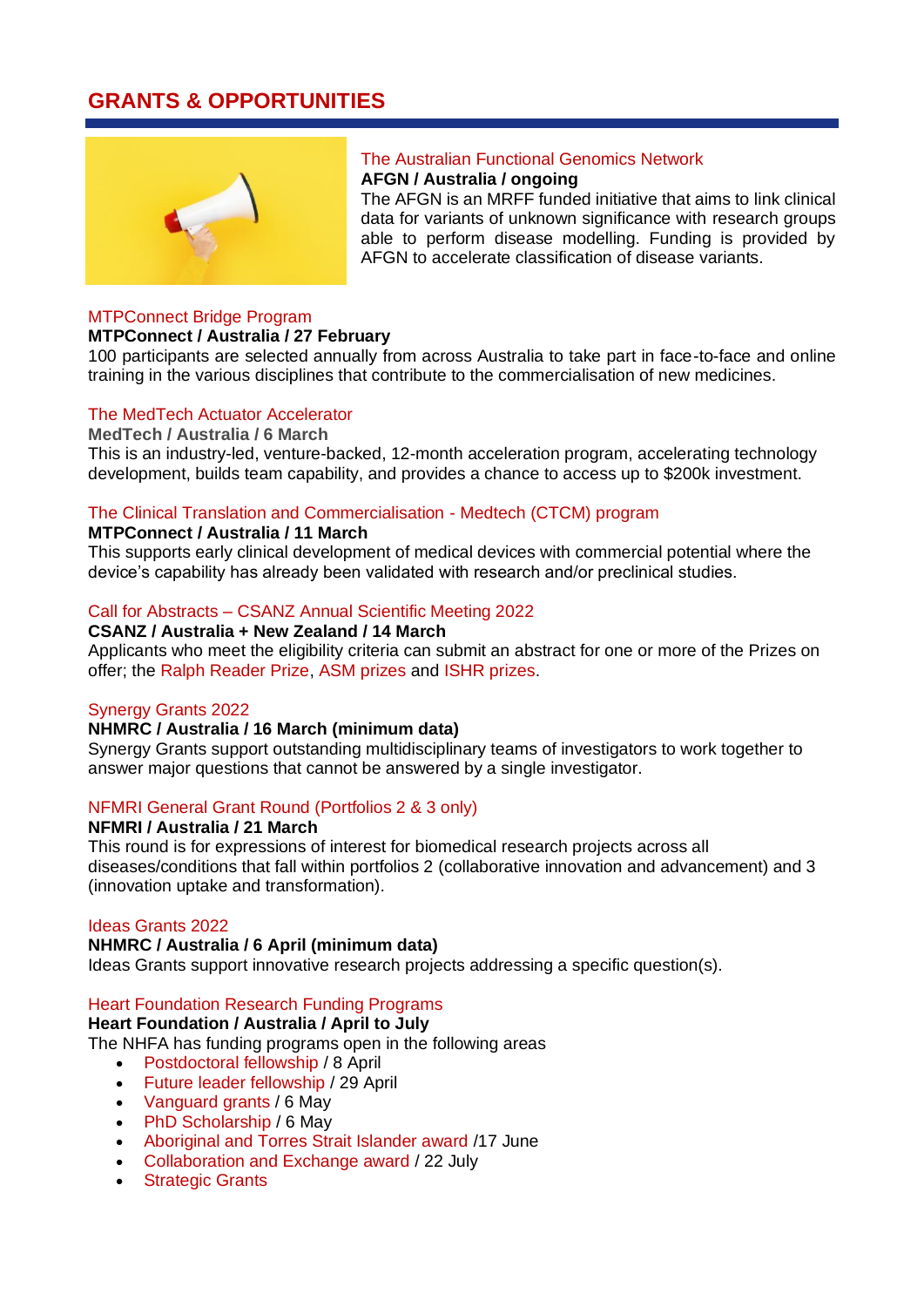## GRANTS & OPPORTUNITIES

The Australian Functional Genomics Network

**AFGN / Australia / ongoing**

The AFGN is an MRFF funded initiative that aims to link clinical data for variants of unknown significance with research groups able to perform disease modelling. Funding is provided by AFGN to accelerate classification of disease variants.

MTPConnect Bridge Program

**MTPConnect / Australia / 27 February**

100 participants are selected annually from across Australia to take part in face-to-face and online training in the various disciplines that contribute to the commercialisation of new medicines.

The MedTech Actuator Accelerator

**MedTech / Australia / 6 March**

This is an industry-led, venture-backed, 12-month acceleration program, accelerating technology development, builds team capability, and provides a chance to access up to $200k investment.

The Clinical Translation and Commercialisation - Medtech (CTCM) program

**MTPConnect / Australia / 11 March**

This supports early clinical development of medical devices with commercial potential where the device's capability has already been validated with research and/or preclinical studies.

Call for Abstracts – CSANZ Annual Scientific Meeting 2022

**CSANZ / Australia + New Zealand / 14 March**

Applicants who meet the eligibility criteria can submit an abstract for one or more of the Prizes on offer; the Ralph Reader Prize, ASM prizes and ISHR prizes.

Synergy Grants 2022

**NHMRC / Australia / 16 March (minimum data)**

Synergy Grants support outstanding multidisciplinary teams of investigators to work together to answer major questions that cannot be answered by a single investigator.

NFMRI General Grant Round (Portfolios 2 & 3 only)

**NFMRI / Australia / 21 March**

This round is for expressions of interest for biomedical research projects across all diseases/conditions that fall within portfolios 2 (collaborative innovation and advancement) and 3 (innovation uptake and transformation).

Ideas Grants 2022

**NHMRC / Australia / 6 April (minimum data)**

Ideas Grants support innovative research projects addressing a specific question(s).

Heart Foundation Research Funding Programs

**Heart Foundation / Australia / April to July**

The NHFA has funding programs open in the following areas

- Postdoctoral fellowship / 8 April
- Future leader fellowship / 29 April
- Vanguard grants / 6 May
- PhD Scholarship / 6 May
- Aboriginal and Torres Strait Islander award /17 June
- Collaboration and Exchange award / 22 July
- Strategic Grants